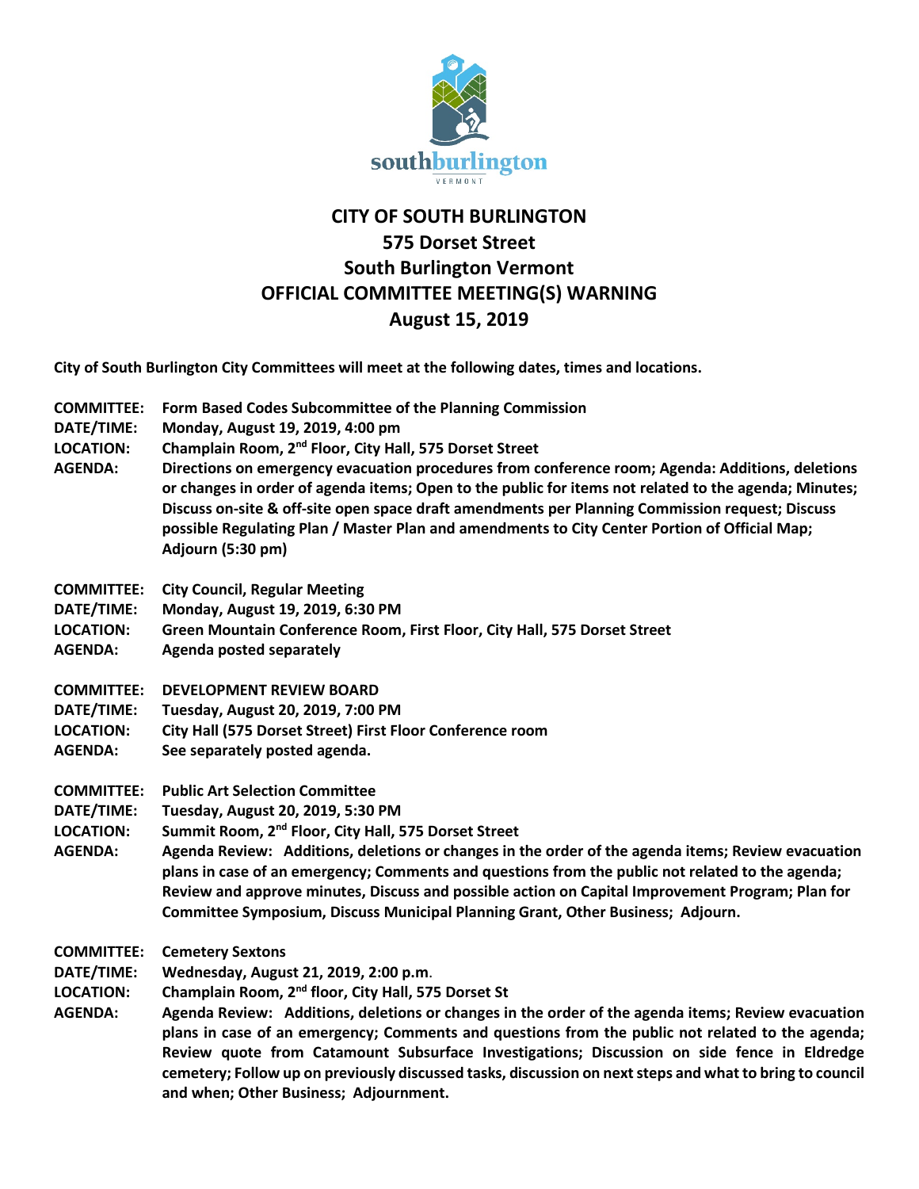southburlington
VERMONT

# CITY OF SOUTH BURLINGTON
## 575 Dorset Street
## South Burlington Vermont
## OFFICIAL COMMITTEE MEETING(S) WARNING
## August 15, 2019

**City of South Burlington City Committees will meet at the following dates, times and locations.**

**COMMITTEE:** **Form Based Codes Subcommittee of the Planning Commission**
**DATE/TIME:** **Monday, August 19, 2019, 4:00 pm**
**LOCATION:** **Champlain Room, 2nd Floor, City Hall, 575 Dorset Street**
**AGENDA:** **Directions on emergency evacuation procedures from conference room; Agenda: Additions, deletions or changes in order of agenda items; Open to the public for items not related to the agenda; Minutes; Discuss on-site & off-site open space draft amendments per Planning Commission request; Discuss possible Regulating Plan / Master Plan and amendments to City Center Portion of Official Map; Adjourn (5:30 pm)**

**COMMITTEE:** **City Council, Regular Meeting**
**DATE/TIME:** **Monday, August 19, 2019, 6:30 PM**
**LOCATION:** **Green Mountain Conference Room, First Floor, City Hall, 575 Dorset Street**
**AGENDA:** **Agenda posted separately**

**COMMITTEE:** **DEVELOPMENT REVIEW BOARD**
**DATE/TIME:** **Tuesday, August 20, 2019, 7:00 PM**
**LOCATION:** **City Hall (575 Dorset Street) First Floor Conference room**
**AGENDA:** **See separately posted agenda.**

**COMMITTEE:** **Public Art Selection Committee**
**DATE/TIME:** **Tuesday, August 20, 2019, 5:30 PM**
**LOCATION:** **Summit Room, 2nd Floor, City Hall, 575 Dorset Street**
**AGENDA:** **Agenda Review: Additions, deletions or changes in the order of the agenda items; Review evacuation plans in case of an emergency; Comments and questions from the public not related to the agenda; Review and approve minutes, Discuss and possible action on Capital Improvement Program; Plan for Committee Symposium, Discuss Municipal Planning Grant, Other Business; Adjourn.**

**COMMITTEE:** **Cemetery Sextons**
**DATE/TIME:** **Wednesday, August 21, 2019, 2:00 p.m.**
**LOCATION:** **Champlain Room, 2nd floor, City Hall, 575 Dorset St**
**AGENDA:** **Agenda Review: Additions, deletions or changes in the order of the agenda items; Review evacuation plans in case of an emergency; Comments and questions from the public not related to the agenda; Review quote from Catamount Subsurface Investigations; Discussion on side fence in Eldredge cemetery; Follow up on previously discussed tasks, discussion on next steps and what to bring to council and when; Other Business; Adjournment.**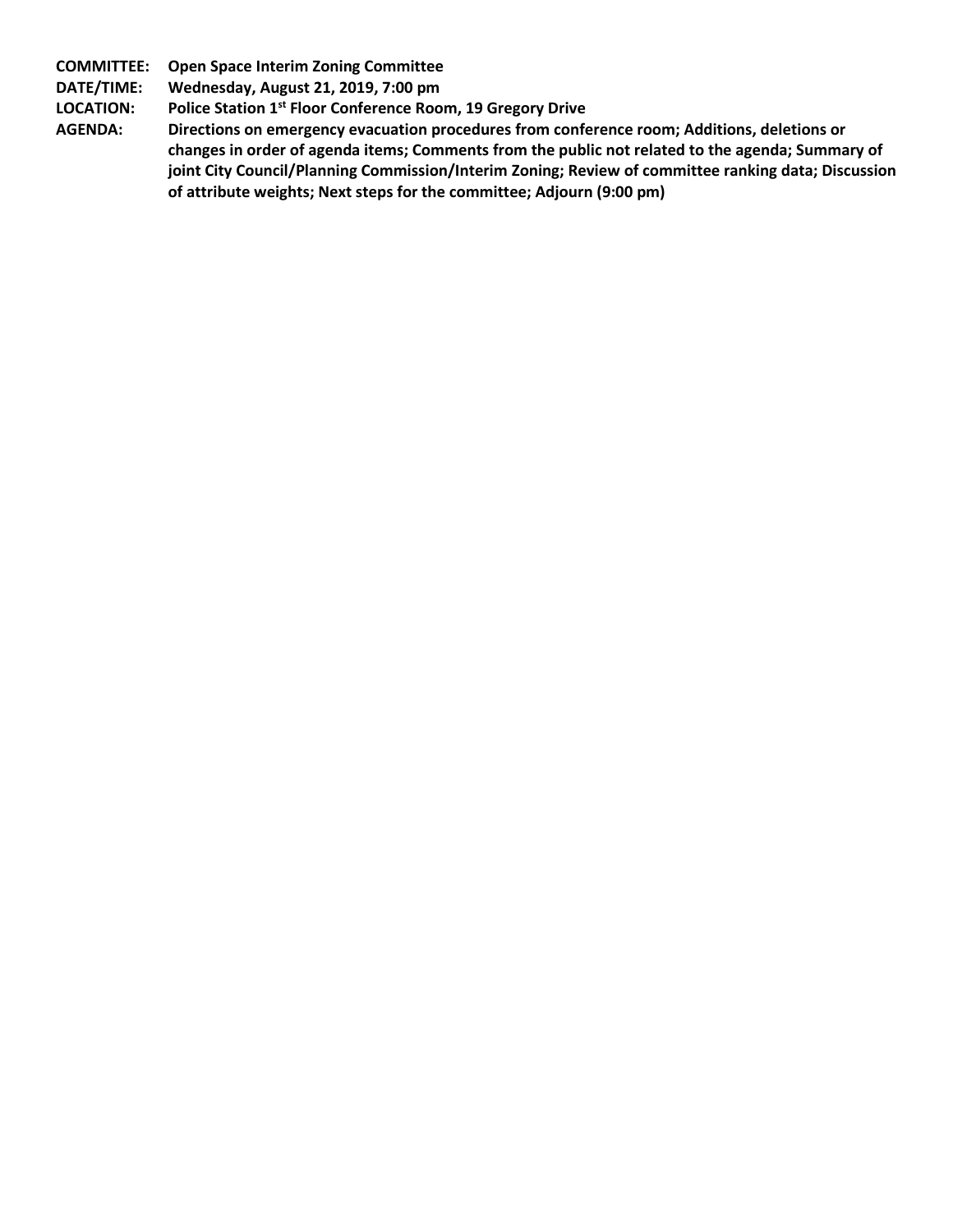**COMMITTEE:** **Open Space Interim Zoning Committee**

**DATE/TIME:** **Wednesday, August 21, 2019, 7:00 pm**

**LOCATION:** **Police Station 1st Floor Conference Room, 19 Gregory Drive**

**AGENDA:** **Directions on emergency evacuation procedures from conference room; Additions, deletions or changes in order of agenda items; Comments from the public not related to the agenda; Summary of joint City Council/Planning Commission/Interim Zoning; Review of committee ranking data; Discussion of attribute weights; Next steps for the committee; Adjourn (9:00 pm)**